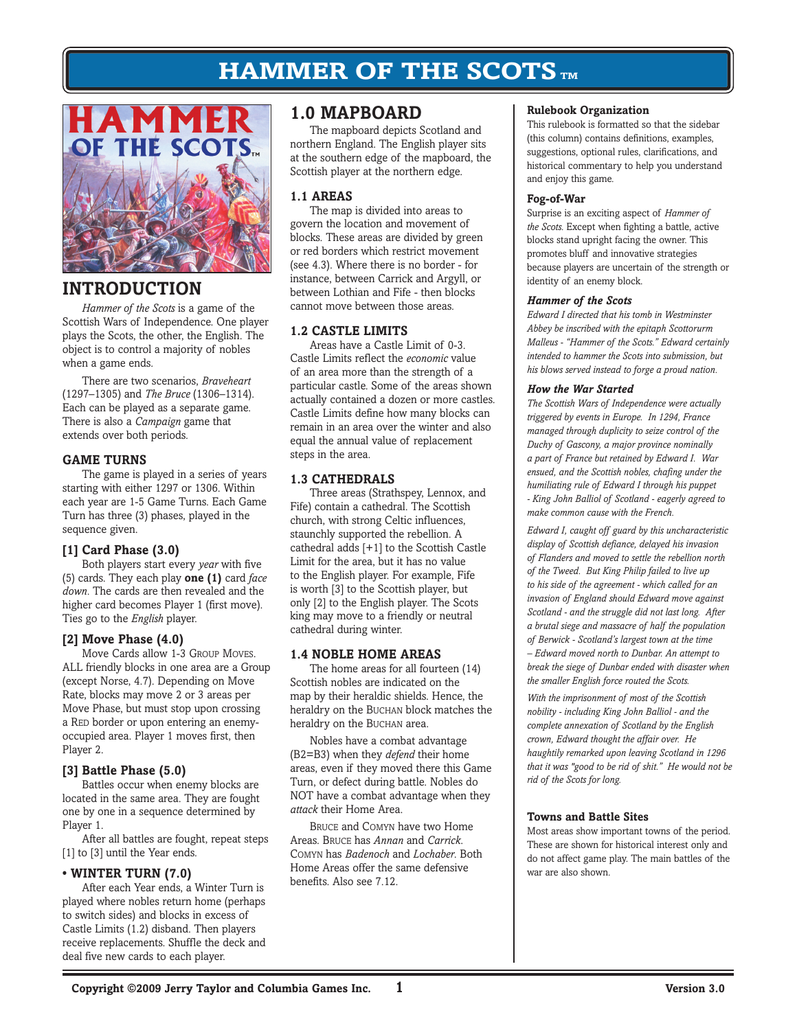# HAMMER OF THE SCOTS™

## INTRODUCTION

*Hammer of the Scots* is a game of the Scottish Wars of Independence. One player plays the Scots, the other, the English. The object is to control a majority of nobles when a game ends.

There are two scenarios, *Braveheart* (1297–1305) and *The Bruce* (1306–1314). Each can be played as a separate game. There is also a *Campaign* game that extends over both periods.

### GAME TURNS

The game is played in a series of years starting with either 1297 or 1306. Within each year are 1-5 Game Turns. Each Game Turn has three (3) phases, played in the sequence given.

#### [1] Card Phase (3.0)

Both players start every *year* with five (5) cards. They each play **one (1)** card *face down*. The cards are then revealed and the higher card becomes Player 1 (first move). Ties go to the *English* player.

#### [2] Move Phase (4.0)

Move Cards allow 1-3 Group Moves. ALL friendly blocks in one area are a Group (except Norse, 4.7). Depending on Move Rate, blocks may move 2 or 3 areas per Move Phase, but must stop upon crossing a Red border or upon entering an enemy-occupied area. Player 1 moves first, then Player 2.

#### [3] Battle Phase (5.0)

Battles occur when enemy blocks are located in the same area. They are fought one by one in a sequence determined by Player 1.

After all battles are fought, repeat steps [1] to [3] until the Year ends.

#### • WINTER TURN (7.0)

After each Year ends, a Winter Turn is played where nobles return home (perhaps to switch sides) and blocks in excess of Castle Limits (1.2) disband. Then players receive replacements. Shuffle the deck and deal five new cards to each player.

## 1.0 MAPBOARD

The mapboard depicts Scotland and northern England. The English player sits at the southern edge of the mapboard, the Scottish player at the northern edge.

### 1.1 AREAS

The map is divided into areas to govern the location and movement of blocks. These areas are divided by green or red borders which restrict movement (see 4.3). Where there is no border - for instance, between Carrick and Argyll, or between Lothian and Fife - then blocks cannot move between those areas.

### 1.2 CASTLE LIMITS

Areas have a Castle Limit of 0-3. Castle Limits reflect the *economic* value of an area more than the strength of a particular castle. Some of the areas shown actually contained a dozen or more castles. Castle Limits define how many blocks can remain in an area over the winter and also equal the annual value of replacement steps in the area.

### 1.3 CATHEDRALS

Three areas (Strathspey, Lennox, and Fife) contain a cathedral. The Scottish church, with strong Celtic influences, staunchly supported the rebellion. A cathedral adds [+1] to the Scottish Castle Limit for the area, but it has no value to the English player. For example, Fife is worth [3] to the Scottish player, but only [2] to the English player. The Scots king may move to a friendly or neutral cathedral during winter.

### 1.4 NOBLE HOME AREAS

The home areas for all fourteen (14) Scottish nobles are indicated on the map by their heraldic shields. Hence, the heraldry on the Buchan block matches the heraldry on the Buchan area.

Nobles have a combat advantage (B2=B3) when they *defend* their home areas, even if they moved there this Game Turn, or defect during battle. Nobles do NOT have a combat advantage when they *attack* their Home Area.

Bruce and Comyn have two Home Areas. Bruce has *Annan* and *Carrick*. Comyn has *Badenoch* and *Lochaber*. Both Home Areas offer the same defensive benefits. Also see 7.12.

#### Rulebook Organization

This rulebook is formatted so that the sidebar (this column) contains definitions, examples, suggestions, optional rules, clarifications, and historical commentary to help you understand and enjoy this game.

#### Fog-of-War

Surprise is an exciting aspect of *Hammer of the Scots.* Except when fighting a battle, active blocks stand upright facing the owner. This promotes bluff and innovative strategies because players are uncertain of the strength or identity of an enemy block.

#### *Hammer of the Scots*

*Edward I directed that his tomb in Westminster Abbey be inscribed with the epitaph Scottorurm Malleus - "Hammer of the Scots." Edward certainly intended to hammer the Scots into submission, but his blows served instead to forge a proud nation.*

#### *How the War Started*

*The Scottish Wars of Independence were actually triggered by events in Europe. In 1294, France managed through duplicity to seize control of the Duchy of Gascony, a major province nominally a part of France but retained by Edward I. War ensued, and the Scottish nobles, chafing under the humiliating rule of Edward I through his puppet - King John Balliol of Scotland - eagerly agreed to make common cause with the French.*

*Edward I, caught off guard by this uncharacteristic display of Scottish defiance, delayed his invasion of Flanders and moved to settle the rebellion north of the Tweed. But King Philip failed to live up to his side of the agreement - which called for an invasion of England should Edward move against Scotland - and the struggle did not last long. After a brutal siege and massacre of half the population of Berwick - Scotland's largest town at the time – Edward moved north to Dunbar. An attempt to break the siege of Dunbar ended with disaster when the smaller English force routed the Scots.*

*With the imprisonment of most of the Scottish nobility - including King John Balliol - and the complete annexation of Scotland by the English crown, Edward thought the affair over. He haughtily remarked upon leaving Scotland in 1296 that it was "good to be rid of shit." He would not be rid of the Scots for long.*

#### Towns and Battle Sites

Most areas show important towns of the period. These are shown for historical interest only and do not affect game play. The main battles of the war are also shown.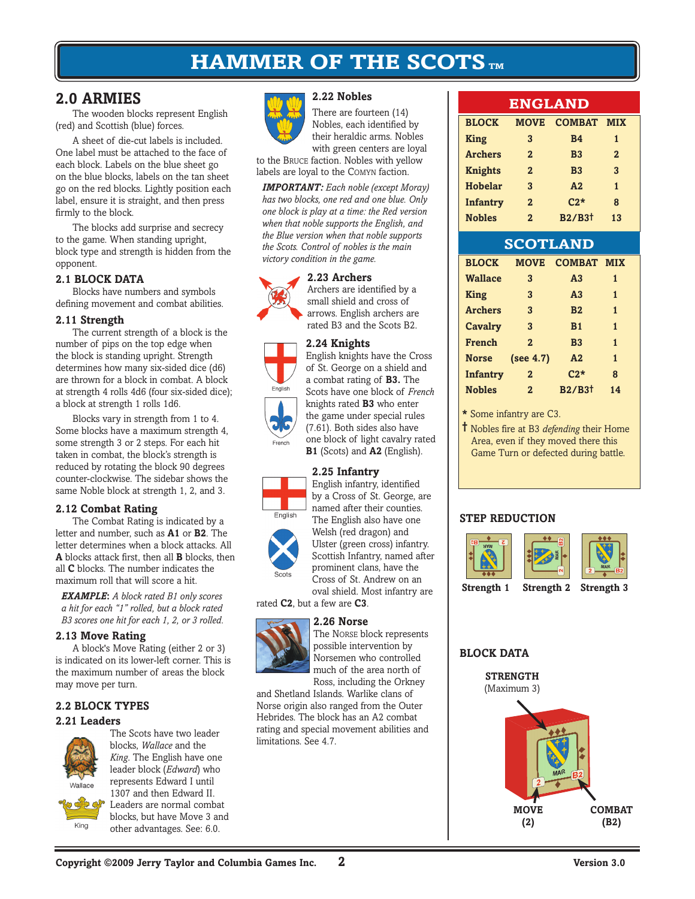# HAMMER OF THE SCOTS™

## 2.0 ARMIES

The wooden blocks represent English (red) and Scottish (blue) forces.

A sheet of die-cut labels is included. One label must be attached to the face of each block. Labels on the blue sheet go on the blue blocks, labels on the tan sheet go on the red blocks. Lightly position each label, ensure it is straight, and then press firmly to the block.

The blocks add surprise and secrecy to the game. When standing upright, block type and strength is hidden from the opponent.

### 2.1 BLOCK DATA

Blocks have numbers and symbols defining movement and combat abilities.

### 2.11 Strength

The current strength of a block is the number of pips on the top edge when the block is standing upright. Strength determines how many six-sided dice (d6) are thrown for a block in combat. A block at strength 4 rolls 4d6 (four six-sided dice); a block at strength 1 rolls 1d6.

Blocks vary in strength from 1 to 4. Some blocks have a maximum strength 4, some strength 3 or 2 steps. For each hit taken in combat, the block's strength is reduced by rotating the block 90 degrees counter-clockwise. The sidebar shows the same Noble block at strength 1, 2, and 3.

### 2.12 Combat Rating

The Combat Rating is indicated by a letter and number, such as **A1** or **B2**. The letter determines when a block attacks. All **A** blocks attack first, then all **B** blocks, then all **C** blocks. The number indicates the maximum roll that will score a hit.

***EXAMPLE:*** *A block rated B1 only scores a hit for each "1" rolled, but a block rated B3 scores one hit for each 1, 2, or 3 rolled.*

### 2.13 Move Rating

A block's Move Rating (either 2 or 3) is indicated on its lower-left corner. This is the maximum number of areas the block may move per turn.

### 2.2 BLOCK TYPES

### 2.21 Leaders

The Scots have two leader blocks, *Wallace* and the *King*. The English have one leader block (*Edward*) who represents Edward I until 1307 and then Edward II. Leaders are normal combat blocks, but have Move 3 and other advantages. See: 6.0.

Wallace

King

### 2.22 Nobles

There are fourteen (14) Nobles, each identified by their heraldic arms. Nobles with green centers are loyal to the BRUCE faction. Nobles with yellow labels are loyal to the COMYN faction.

***IMPORTANT:*** *Each noble (except Moray) has two blocks, one red and one blue. Only one block is play at a time: the Red version when that noble supports the English, and the Blue version when that noble supports the Scots. Control of nobles is the main victory condition in the game.*

### 2.23 Archers

Archers are identified by a small shield and cross of arrows. English archers are rated B3 and the Scots B2.

### 2.24 Knights

English knights have the Cross of St. George on a shield and a combat rating of **B3.** The Scots have one block of *French* knights rated **B3** who enter the game under special rules (7.61). Both sides also have one block of light cavalry rated **B1** (Scots) and **A2** (English).

English

French

### 2.25 Infantry

English infantry, identified by a Cross of St. George, are named after their counties. The English also have one Welsh (red dragon) and Ulster (green cross) infantry. Scottish Infantry, named after prominent clans, have the Cross of St. Andrew on an oval shield. Most infantry are rated **C2**, but a few are **C3**.

English

Scots

### 2.26 Norse

The NORSE block represents possible intervention by Norsemen who controlled much of the area north of Ross, including the Orkney and Shetland Islands. Warlike clans of Norse origin also ranged from the Outer Hebrides. The block has an A2 combat rating and special movement abilities and limitations. See 4.7.

## ENGLAND

| BLOCK | MOVE | COMBAT | MIX |
|---|---|---|---|
| King | 3 | B4 | 1 |
| Archers | 2 | B3 | 2 |
| Knights | 2 | B3 | 3 |
| Hobelar | 3 | A2 | 1 |
| Infantry | 2 | C2* | 8 |
| Nobles | 2 | B2/B3† | 13 |

## SCOTLAND

| BLOCK | MOVE | COMBAT | MIX |
|---|---|---|---|
| Wallace | 3 | A3 | 1 |
| King | 3 | A3 | 1 |
| Archers | 3 | B2 | 1 |
| Cavalry | 3 | B1 | 1 |
| French | 2 | B3 | 1 |
| Norse | (see 4.7) | A2 | 1 |
| Infantry | 2 | C2* | 8 |
| Nobles | 2 | B2/B3† | 14 |

\* Some infantry are C3.

† Nobles fire at B3 *defending* their Home Area, even if they moved there this Game Turn or defected during battle.

### STEP REDUCTION

Strength 1 | Strength 2 | Strength 3

### BLOCK DATA

**STRENGTH** (Maximum 3)

**MOVE (2)**

**COMBAT (B2)**

Copyright ©2009 Jerry Taylor and Columbia Games Inc. Version 3.0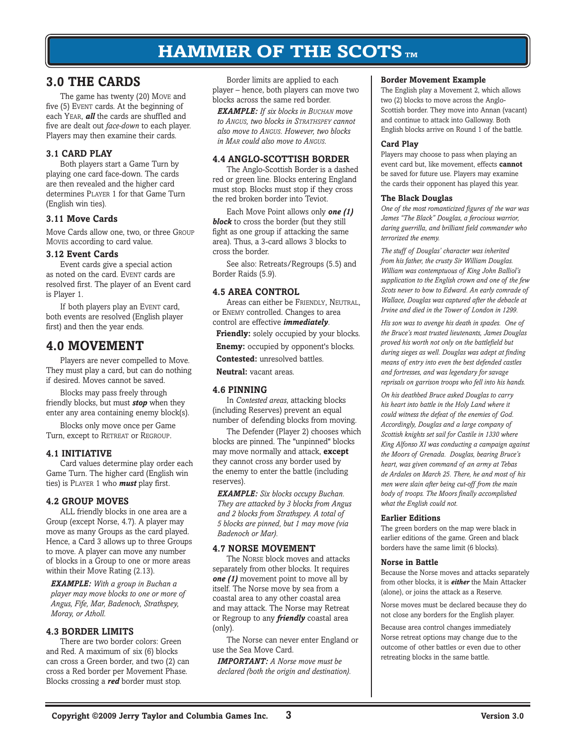# HAMMER OF THE SCOTS™

## 3.0 THE CARDS

The game has twenty (20) MOVE and five (5) EVENT cards. At the beginning of each YEAR, ***all*** the cards are shuffled and five are dealt out *face-down* to each player. Players may then examine their cards.

### 3.1 CARD PLAY

Both players start a Game Turn by playing one card face-down. The cards are then revealed and the higher card determines PLAYER 1 for that Game Turn (English win ties).

### 3.11 Move Cards

Move Cards allow one, two, or three GROUP MOVES according to card value.

### 3.12 Event Cards

Event cards give a special action as noted on the card. EVENT cards are resolved first. The player of an Event card is Player 1.

If both players play an EVENT card, both events are resolved (English player first) and then the year ends.

## 4.0 MOVEMENT

Players are never compelled to Move. They must play a card, but can do nothing if desired. Moves cannot be saved.

Blocks may pass freely through friendly blocks, but must ***stop*** when they enter any area containing enemy block(s).

Blocks only move once per Game Turn, except to RETREAT or REGROUP.

### 4.1 INITIATIVE

Card values determine play order each Game Turn. The higher card (English win ties) is PLAYER 1 who ***must*** play first.

### 4.2 GROUP MOVES

ALL friendly blocks in one area are a Group (except Norse, 4.7). A player may move as many Groups as the card played. Hence, a Card 3 allows up to three Groups to move. A player can move any number of blocks in a Group to one or more areas within their Move Rating (2.13).

***EXAMPLE:*** *With a group in Buchan a player may move blocks to one or more of Angus, Fife, Mar, Badenoch, Strathspey, Moray, or Atholl.*

### 4.3 BORDER LIMITS

There are two border colors: Green and Red. A maximum of six (6) blocks can cross a Green border, and two (2) can cross a Red border per Movement Phase. Blocks crossing a ***red*** border must stop.

Border limits are applied to each player – hence, both players can move two blocks across the same red border.

***EXAMPLE:*** *If six blocks in BUCHAN move to ANGUS, two blocks in STRATHSPEY cannot also move to ANGUS. However, two blocks in MAR could also move to ANGUS.*

### 4.4 ANGLO-SCOTTISH BORDER

The Anglo-Scottish Border is a dashed red or green line. Blocks entering England must stop. Blocks must stop if they cross the red broken border into Teviot.

Each Move Point allows only ***one (1) block*** to cross the border (but they still fight as one group if attacking the same area). Thus, a 3-card allows 3 blocks to cross the border.

See also: Retreats/Regroups (5.5) and Border Raids (5.9).

### 4.5 AREA CONTROL

Areas can either be FRIENDLY, NEUTRAL, or ENEMY controlled. Changes to area control are effective ***immediately***.

**Friendly:** solely occupied by your blocks.

**Enemy:** occupied by opponent's blocks.

**Contested:** unresolved battles.

**Neutral:** vacant areas.

### 4.6 PINNING

In *Contested areas*, attacking blocks (including Reserves) prevent an equal number of defending blocks from moving.

The Defender (Player 2) chooses which blocks are pinned. The "unpinned" blocks may move normally and attack, **except** they cannot cross any border used by the enemy to enter the battle (including reserves).

***EXAMPLE:*** *Six blocks occupy Buchan. They are attacked by 3 blocks from Angus and 2 blocks from Strathspey. A total of 5 blocks are pinned, but 1 may move (via Badenoch or Mar).*

### 4.7 NORSE MOVEMENT

The NORSE block moves and attacks separately from other blocks. It requires ***one (1)*** movement point to move all by itself. The Norse move by sea from a coastal area to any other coastal area and may attack. The Norse may Retreat or Regroup to any ***friendly*** coastal area (only).

The Norse can never enter England or use the Sea Move Card.

***IMPORTANT:*** *A Norse move must be declared (both the origin and destination).*

#### Border Movement Example

The English play a Movement 2, which allows two (2) blocks to move across the Anglo-Scottish border. They move into Annan (vacant) and continue to attack into Galloway. Both English blocks arrive on Round 1 of the battle.

#### Card Play

Players may choose to pass when playing an event card but, like movement, effects **cannot** be saved for future use. Players may examine the cards their opponent has played this year.

#### The Black Douglas

*One of the most romanticized figures of the war was James "The Black" Douglas, a ferocious warrior, daring guerrilla, and brilliant field commander who terrorized the enemy.*

*The stuff of Douglas' character was inherited from his father, the crusty Sir William Douglas. William was contemptuous of King John Balliol's supplication to the English crown and one of the few Scots never to bow to Edward. An early comrade of Wallace, Douglas was captured after the debacle at Irvine and died in the Tower of London in 1299.*

*His son was to avenge his death in spades. One of the Bruce's most trusted lieutenants, James Douglas proved his worth not only on the battlefield but during sieges as well. Douglas was adept at finding means of entry into even the best defended castles and fortresses, and was legendary for savage reprisals on garrison troops who fell into his hands.*

*On his deathbed Bruce asked Douglas to carry his heart into battle in the Holy Land where it could witness the defeat of the enemies of God. Accordingly, Douglas and a large company of Scottish knights set sail for Castile in 1330 where King Alfonso XI was conducting a campaign against the Moors of Grenada. Douglas, bearing Bruce's heart, was given command of an army at Tebas de Ardales on March 25. There, he and most of his men were slain after being cut-off from the main body of troops. The Moors finally accomplished what the English could not.*

#### Earlier Editions

The green borders on the map were black in earlier editions of the game. Green and black borders have the same limit (6 blocks).

#### Norse in Battle

Because the Norse moves and attacks separately from other blocks, it is ***either*** the Main Attacker (alone), or joins the attack as a Reserve.

Norse moves must be declared because they do not close any borders for the English player.

Because area control changes immediately Norse retreat options may change due to the outcome of other battles or even due to other retreating blocks in the same battle.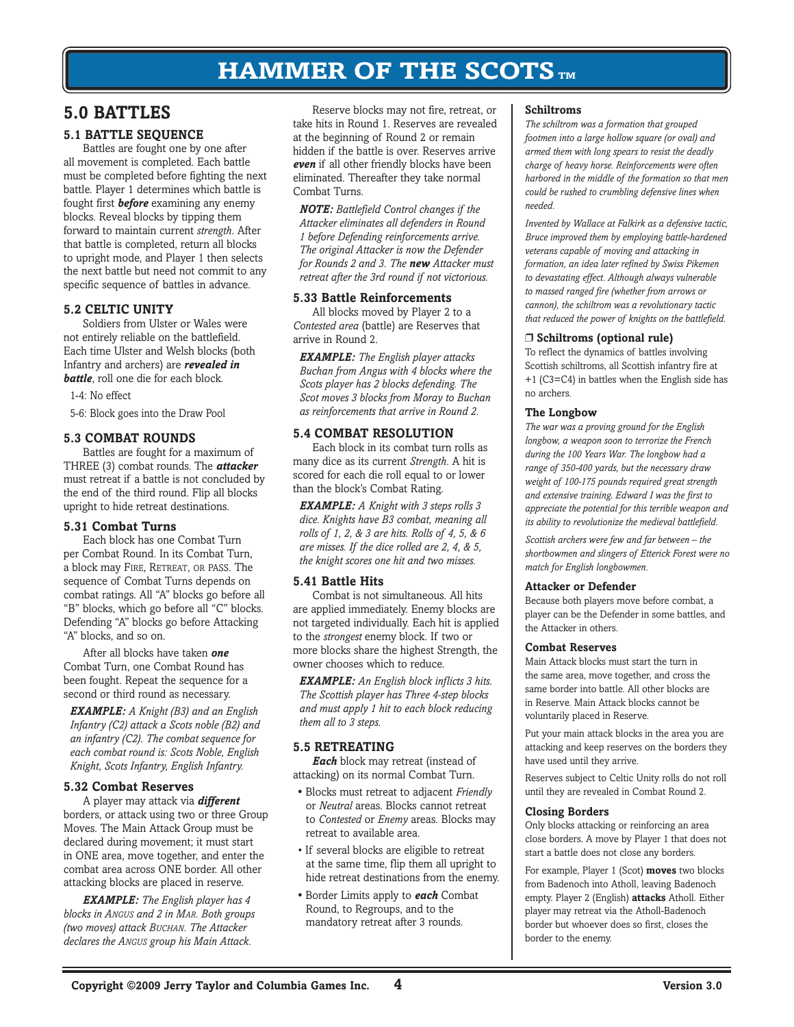# 5.0 BATTLES

## 5.1 BATTLE SEQUENCE

Battles are fought one by one after all movement is completed. Each battle must be completed before fighting the next battle. Player 1 determines which battle is fought first ***before*** examining any enemy blocks. Reveal blocks by tipping them forward to maintain current *strength*. After that battle is completed, return all blocks to upright mode, and Player 1 then selects the next battle but need not commit to any specific sequence of battles in advance.

## 5.2 CELTIC UNITY

Soldiers from Ulster or Wales were not entirely reliable on the battlefield. Each time Ulster and Welsh blocks (both Infantry and archers) are ***revealed in battle***, roll one die for each block.

1-4: No effect

5-6: Block goes into the Draw Pool

## 5.3 COMBAT ROUNDS

Battles are fought for a maximum of THREE (3) combat rounds. The ***attacker*** must retreat if a battle is not concluded by the end of the third round. Flip all blocks upright to hide retreat destinations.

### 5.31 Combat Turns

Each block has one Combat Turn per Combat Round. In its Combat Turn, a block may FIRE, RETREAT, OR PASS. The sequence of Combat Turns depends on combat ratings. All "A" blocks go before all "B" blocks, which go before all "C" blocks. Defending "A" blocks go before Attacking "A" blocks, and so on.

After all blocks have taken ***one*** Combat Turn, one Combat Round has been fought. Repeat the sequence for a second or third round as necessary.

***EXAMPLE:*** *A Knight (B3) and an English Infantry (C2) attack a Scots noble (B2) and an infantry (C2). The combat sequence for each combat round is: Scots Noble, English Knight, Scots Infantry, English Infantry.*

### 5.32 Combat Reserves

A player may attack via ***different*** borders, or attack using two or three Group Moves. The Main Attack Group must be declared during movement; it must start in ONE area, move together, and enter the combat area across ONE border. All other attacking blocks are placed in reserve.

***EXAMPLE:*** *The English player has 4 blocks in ANGUS and 2 in MAR. Both groups (two moves) attack BUCHAN. The Attacker declares the ANGUS group his Main Attack.*

Reserve blocks may not fire, retreat, or take hits in Round 1. Reserves are revealed at the beginning of Round 2 or remain hidden if the battle is over. Reserves arrive ***even*** if all other friendly blocks have been eliminated. Thereafter they take normal Combat Turns.

***NOTE:*** *Battlefield Control changes if the Attacker eliminates all defenders in Round 1 before Defending reinforcements arrive. The original Attacker is now the Defender for Rounds 2 and 3. The **new** Attacker must retreat after the 3rd round if not victorious.*

### 5.33 Battle Reinforcements

All blocks moved by Player 2 to a *Contested area* (battle) are Reserves that arrive in Round 2.

***EXAMPLE:*** *The English player attacks Buchan from Angus with 4 blocks where the Scots player has 2 blocks defending. The Scot moves 3 blocks from Moray to Buchan as reinforcements that arrive in Round 2.*

## 5.4 COMBAT RESOLUTION

Each block in its combat turn rolls as many dice as its current *Strength*. A hit is scored for each die roll equal to or lower than the block's Combat Rating.

***EXAMPLE:*** *A Knight with 3 steps rolls 3 dice. Knights have B3 combat, meaning all rolls of 1, 2, & 3 are hits. Rolls of 4, 5, & 6 are misses. If the dice rolled are 2, 4, & 5, the knight scores one hit and two misses.*

### 5.41 Battle Hits

Combat is not simultaneous. All hits are applied immediately. Enemy blocks are not targeted individually. Each hit is applied to the *strongest* enemy block. If two or more blocks share the highest Strength, the owner chooses which to reduce.

***EXAMPLE:*** *An English block inflicts 3 hits. The Scottish player has Three 4-step blocks and must apply 1 hit to each block reducing them all to 3 steps.*

## 5.5 RETREATING

***Each*** block may retreat (instead of attacking) on its normal Combat Turn.

- Blocks must retreat to adjacent *Friendly* or *Neutral* areas. Blocks cannot retreat to *Contested* or *Enemy* areas. Blocks may retreat to available area.
- If several blocks are eligible to retreat at the same time, flip them all upright to hide retreat destinations from the enemy.
- Border Limits apply to ***each*** Combat Round, to Regroups, and to the mandatory retreat after 3 rounds.

### Schiltroms

*The schiltrom was a formation that grouped footmen into a large hollow square (or oval) and armed them with long spears to resist the deadly charge of heavy horse. Reinforcements were often harbored in the middle of the formation so that men could be rushed to crumbling defensive lines when needed.*

*Invented by Wallace at Falkirk as a defensive tactic, Bruce improved them by employing battle-hardened veterans capable of moving and attacking in formation, an idea later refined by Swiss Pikemen to devastating effect. Although always vulnerable to massed ranged fire (whether from arrows or cannon), the schiltrom was a revolutionary tactic that reduced the power of knights on the battlefield.*

### ❒ Schiltroms (optional rule)

To reflect the dynamics of battles involving Scottish schiltroms, all Scottish infantry fire at +1 (C3=C4) in battles when the English side has no archers.

### The Longbow

*The war was a proving ground for the English longbow, a weapon soon to terrorize the French during the 100 Years War. The longbow had a range of 350-400 yards, but the necessary draw weight of 100-175 pounds required great strength and extensive training. Edward I was the first to appreciate the potential for this terrible weapon and its ability to revolutionize the medieval battlefield.*

*Scottish archers were few and far between – the shortbowmen and slingers of Etterick Forest were no match for English longbowmen.*

### Attacker or Defender

Because both players move before combat, a player can be the Defender in some battles, and the Attacker in others.

### Combat Reserves

Main Attack blocks must start the turn in the same area, move together, and cross the same border into battle. All other blocks are in Reserve. Main Attack blocks cannot be voluntarily placed in Reserve.

Put your main attack blocks in the area you are attacking and keep reserves on the borders they have used until they arrive.

Reserves subject to Celtic Unity rolls do not roll until they are revealed in Combat Round 2.

### Closing Borders

Only blocks attacking or reinforcing an area close borders. A move by Player 1 that does not start a battle does not close any borders.

For example, Player 1 (Scot) **moves** two blocks from Badenoch into Atholl, leaving Badenoch empty. Player 2 (English) **attacks** Atholl. Either player may retreat via the Atholl-Badenoch border but whoever does so first, closes the border to the enemy.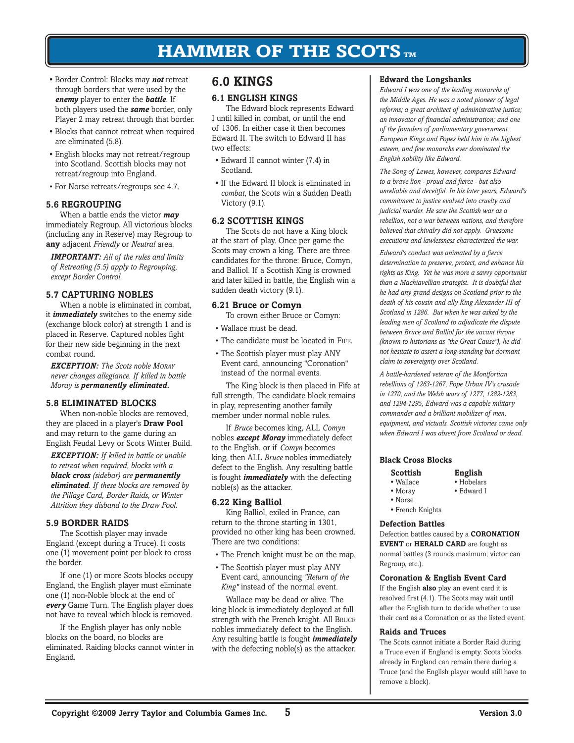- Border Control: Blocks may ***not*** retreat through borders that were used by the ***enemy*** player to enter the ***battle***. If both players used the ***same*** border, only Player 2 may retreat through that border.
- Blocks that cannot retreat when required are eliminated (5.8).
- English blocks may not retreat/regroup into Scotland. Scottish blocks may not retreat/regroup into England.
- For Norse retreats/regroups see 4.7.

### 5.6 REGROUPING

When a battle ends the victor ***may*** immediately Regroup. All victorious blocks (including any in Reserve) may Regroup to **any** adjacent *Friendly* or *Neutral* area.

***IMPORTANT:*** *All of the rules and limits of Retreating (5.5) apply to Regrouping, except Border Control.*

### 5.7 CAPTURING NOBLES

When a noble is eliminated in combat, it ***immediately*** switches to the enemy side (exchange block color) at strength 1 and is placed in Reserve. Captured nobles fight for their new side beginning in the next combat round.

***EXCEPTION:*** *The Scots noble MORAY never changes allegiance. If killed in battle Moray is* ***permanently eliminated.***

### 5.8 ELIMINATED BLOCKS

When non-noble blocks are removed, they are placed in a player's **Draw Pool** and may return to the game during an English Feudal Levy or Scots Winter Build.

***EXCEPTION:*** *If killed in battle or unable to retreat when required, blocks with a* ***black cross*** *(sidebar) are* ***permanently eliminated****. If these blocks are removed by the Pillage Card, Border Raids, or Winter Attrition they disband to the Draw Pool.*

### 5.9 BORDER RAIDS

The Scottish player may invade England (except during a Truce). It costs one (1) movement point per block to cross the border.

If one (1) or more Scots blocks occupy England, the English player must eliminate one (1) non-Noble block at the end of ***every*** Game Turn. The English player does not have to reveal which block is removed.

If the English player has only noble blocks on the board, no blocks are eliminated. Raiding blocks cannot winter in England.

## 6.0 KINGS

### 6.1 ENGLISH KINGS

The Edward block represents Edward I until killed in combat, or until the end of 1306. In either case it then becomes Edward II. The switch to Edward II has two effects:

- Edward II cannot winter (7.4) in Scotland.
- If the Edward II block is eliminated in *combat*, the Scots win a Sudden Death Victory (9.1).

### 6.2 SCOTTISH KINGS

The Scots do not have a King block at the start of play. Once per game the Scots may crown a king. There are three candidates for the throne: Bruce, Comyn, and Balliol. If a Scottish King is crowned and later killed in battle, the English win a sudden death victory (9.1).

#### 6.21 Bruce or Comyn

To crown either Bruce or Comyn:

- Wallace must be dead.
- The candidate must be located in FIFE.
- The Scottish player must play ANY Event card, announcing "Coronation" instead of the normal events.

The King block is then placed in Fife at full strength. The candidate block remains in play, representing another family member under normal noble rules.

If *Bruce* becomes king, ALL *Comyn* nobles ***except Moray*** immediately defect to the English, or if *Comyn* becomes king, then ALL *Bruce* nobles immediately defect to the English. Any resulting battle is fought ***immediately*** with the defecting noble(s) as the attacker.

#### 6.22 King Balliol

King Balliol, exiled in France, can return to the throne starting in 1301, provided no other king has been crowned. There are two conditions:

- The French knight must be on the map.
- The Scottish player must play ANY Event card, announcing *"Return of the King"* instead of the normal event.

Wallace may be dead or alive. The king block is immediately deployed at full strength with the French knight. All BRUCE nobles immediately defect to the English. Any resulting battle is fought ***immediately*** with the defecting noble(s) as the attacker.

#### Edward the Longshanks

*Edward I was one of the leading monarchs of the Middle Ages. He was a noted pioneer of legal reforms; a great architect of administrative justice; an innovator of financial administration; and one of the founders of parliamentary government. European Kings and Popes held him in the highest esteem, and few monarchs ever dominated the English nobility like Edward.*

*The Song of Lewes, however, compares Edward to a brave lion - proud and fierce - but also unreliable and deceitful. In his later years, Edward's commitment to justice evolved into cruelty and judicial murder. He saw the Scottish war as a rebellion, not a war between nations, and therefore believed that chivalry did not apply. Gruesome executions and lawlessness characterized the war.*

*Edward's conduct was animated by a fierce determination to preserve, protect, and enhance his rights as King. Yet he was more a savvy opportunist than a Machiavellian strategist. It is doubtful that he had any grand designs on Scotland prior to the death of his cousin and ally King Alexander III of Scotland in 1286. But when he was asked by the leading men of Scotland to adjudicate the dispute between Bruce and Balliol for the vacant throne (known to historians as "the Great Cause"), he did not hesitate to assert a long-standing but dormant claim to sovereignty over Scotland.*

*A battle-hardened veteran of the Montfortian rebellions of 1263-1267, Pope Urban IV's crusade in 1270, and the Welsh wars of 1277, 1282-1283, and 1294-1295, Edward was a capable military commander and a brilliant mobilizer of men, equipment, and victuals. Scottish victories came only when Edward I was absent from Scotland or dead.*

#### Black Cross Blocks

| Scottish | English |
|---|---|
| • Wallace | • Hobelars |
| • Moray | • Edward I |
| • Norse | |
| • French Knights | |

#### Defection Battles

Defection battles caused by a **CORONATION EVENT** or **HERALD CARD** are fought as normal battles (3 rounds maximum; victor can Regroup, etc.).

#### Coronation & English Event Card

If the English **also** play an event card it is resolved first (4.1). The Scots may wait until after the English turn to decide whether to use their card as a Coronation or as the listed event.

#### Raids and Truces

The Scots cannot initiate a Border Raid during a Truce even if England is empty. Scots blocks already in England can remain there during a Truce (and the English player would still have to remove a block).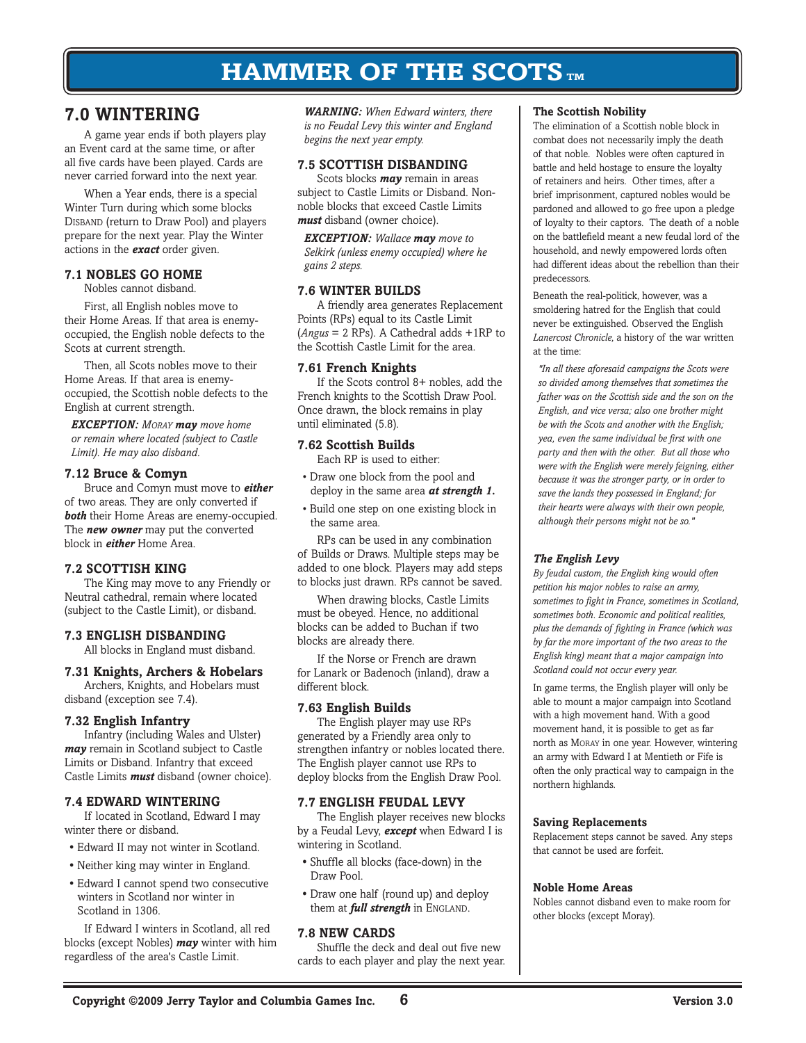# 7.0 WINTERING

A game year ends if both players play an Event card at the same time, or after all five cards have been played. Cards are never carried forward into the next year.

When a Year ends, there is a special Winter Turn during which some blocks DISBAND (return to Draw Pool) and players prepare for the next year. Play the Winter actions in the ***exact*** order given.

### 7.1 NOBLES GO HOME

Nobles cannot disband.

First, all English nobles move to their Home Areas. If that area is enemy-occupied, the English noble defects to the Scots at current strength.

Then, all Scots nobles move to their Home Areas. If that area is enemy-occupied, the Scottish noble defects to the English at current strength.

***EXCEPTION:*** *MORAY **may** move home or remain where located (subject to Castle Limit). He may also disband.*

#### 7.12 Bruce & Comyn

Bruce and Comyn must move to ***either*** of two areas. They are only converted if ***both*** their Home Areas are enemy-occupied. The ***new owner*** may put the converted block in ***either*** Home Area.

### 7.2 SCOTTISH KING

The King may move to any Friendly or Neutral cathedral, remain where located (subject to the Castle Limit), or disband.

### 7.3 ENGLISH DISBANDING

All blocks in England must disband.

#### 7.31 Knights, Archers & Hobelars

Archers, Knights, and Hobelars must disband (exception see 7.4).

#### 7.32 English Infantry

Infantry (including Wales and Ulster) ***may*** remain in Scotland subject to Castle Limits or Disband. Infantry that exceed Castle Limits ***must*** disband (owner choice).

### 7.4 EDWARD WINTERING

If located in Scotland, Edward I may winter there or disband.

- Edward II may not winter in Scotland.
- Neither king may winter in England.
- Edward I cannot spend two consecutive winters in Scotland nor winter in Scotland in 1306.

If Edward I winters in Scotland, all red blocks (except Nobles) ***may*** winter with him regardless of the area's Castle Limit.

***WARNING:*** *When Edward winters, there is no Feudal Levy this winter and England begins the next year empty.*

### 7.5 SCOTTISH DISBANDING

Scots blocks ***may*** remain in areas subject to Castle Limits or Disband. Non-noble blocks that exceed Castle Limits ***must*** disband (owner choice).

***EXCEPTION:*** *Wallace **may** move to Selkirk (unless enemy occupied) where he gains 2 steps.*

### 7.6 WINTER BUILDS

A friendly area generates Replacement Points (RPs) equal to its Castle Limit (*Angus* = 2 RPs). A Cathedral adds +1RP to the Scottish Castle Limit for the area.

#### 7.61 French Knights

If the Scots control 8+ nobles, add the French knights to the Scottish Draw Pool. Once drawn, the block remains in play until eliminated (5.8).

#### 7.62 Scottish Builds

Each RP is used to either:

- Draw one block from the pool and deploy in the same area ***at strength 1.***
- Build one step on one existing block in the same area.

RPs can be used in any combination of Builds or Draws. Multiple steps may be added to one block. Players may add steps to blocks just drawn. RPs cannot be saved.

When drawing blocks, Castle Limits must be obeyed. Hence, no additional blocks can be added to Buchan if two blocks are already there.

If the Norse or French are drawn for Lanark or Badenoch (inland), draw a different block.

#### 7.63 English Builds

The English player may use RPs generated by a Friendly area only to strengthen infantry or nobles located there. The English player cannot use RPs to deploy blocks from the English Draw Pool.

### 7.7 ENGLISH FEUDAL LEVY

The English player receives new blocks by a Feudal Levy, ***except*** when Edward I is wintering in Scotland.

- Shuffle all blocks (face-down) in the Draw Pool.
- Draw one half (round up) and deploy them at ***full strength*** in ENGLAND.

### 7.8 NEW CARDS

Shuffle the deck and deal out five new cards to each player and play the next year.

**The Scottish Nobility**

The elimination of a Scottish noble block in combat does not necessarily imply the death of that noble. Nobles were often captured in battle and held hostage to ensure the loyalty of retainers and heirs. Other times, after a brief imprisonment, captured nobles would be pardoned and allowed to go free upon a pledge of loyalty to their captors. The death of a noble on the battlefield meant a new feudal lord of the household, and newly empowered lords often had different ideas about the rebellion than their predecessors.

Beneath the real-politick, however, was a smoldering hatred for the English that could never be extinguished. Observed the English *Lanercost Chronicle,* a history of the war written at the time:

*"In all these aforesaid campaigns the Scots were so divided among themselves that sometimes the father was on the Scottish side and the son on the English, and vice versa; also one brother might be with the Scots and another with the English; yea, even the same individual be first with one party and then with the other. But all those who were with the English were merely feigning, either because it was the stronger party, or in order to save the lands they possessed in England; for their hearts were always with their own people, although their persons might not be so."*

***The English Levy***

*By feudal custom, the English king would often petition his major nobles to raise an army, sometimes to fight in France, sometimes in Scotland, sometimes both. Economic and political realities, plus the demands of fighting in France (which was by far the more important of the two areas to the English king) meant that a major campaign into Scotland could not occur every year.*

In game terms, the English player will only be able to mount a major campaign into Scotland with a high movement hand. With a good movement hand, it is possible to get as far north as MORAY in one year. However, wintering an army with Edward I at Mentieth or Fife is often the only practical way to campaign in the northern highlands.

**Saving Replacements**

Replacement steps cannot be saved. Any steps that cannot be used are forfeit.

**Noble Home Areas**

Nobles cannot disband even to make room for other blocks (except Moray).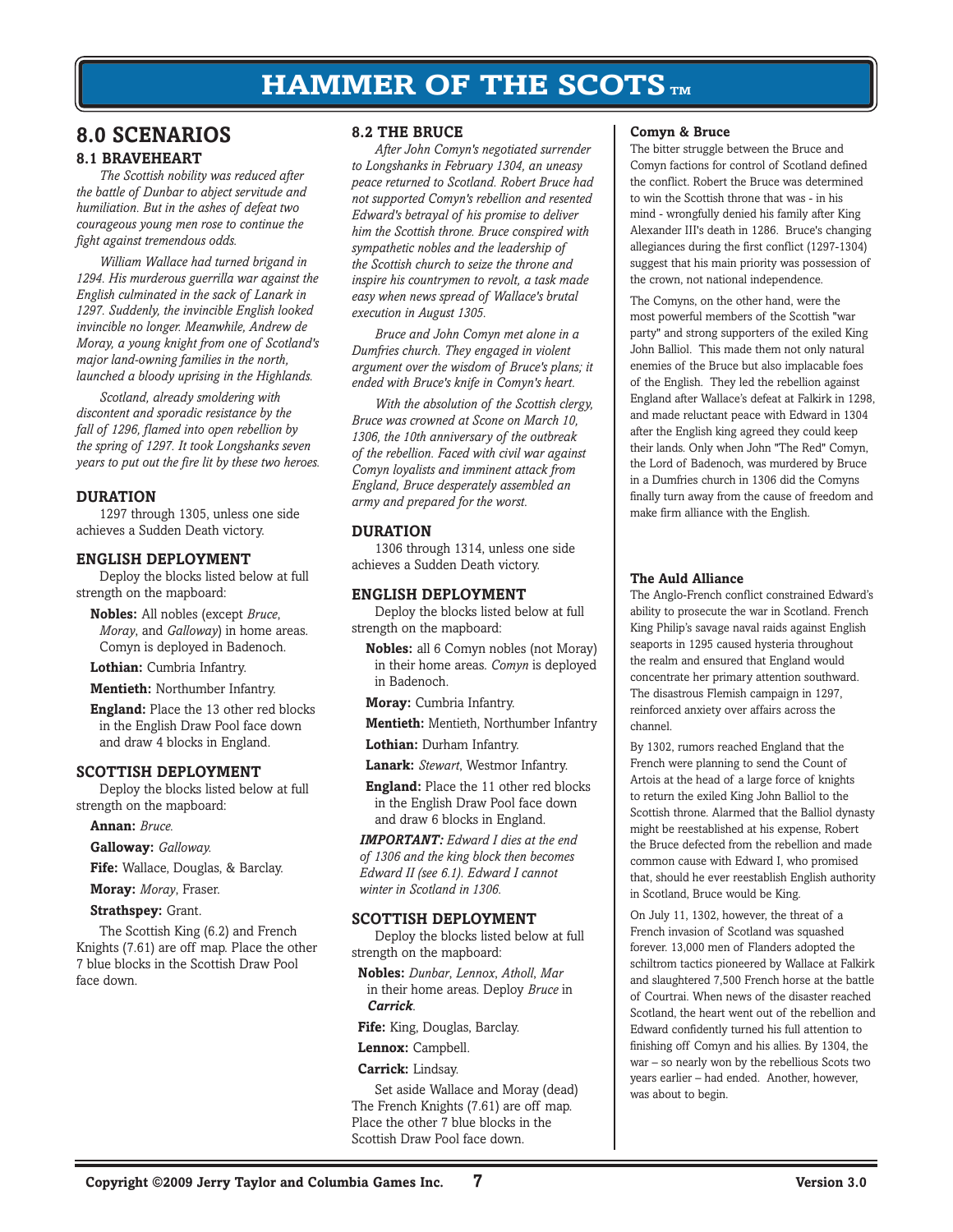# 8.0 SCENARIOS

## 8.1 BRAVEHEART

*The Scottish nobility was reduced after the battle of Dunbar to abject servitude and humiliation. But in the ashes of defeat two courageous young men rose to continue the fight against tremendous odds.*

*William Wallace had turned brigand in 1294. His murderous guerrilla war against the English culminated in the sack of Lanark in 1297. Suddenly, the invincible English looked invincible no longer. Meanwhile, Andrew de Moray, a young knight from one of Scotland's major land-owning families in the north, launched a bloody uprising in the Highlands.*

*Scotland, already smoldering with discontent and sporadic resistance by the fall of 1296, flamed into open rebellion by the spring of 1297. It took Longshanks seven years to put out the fire lit by these two heroes.*

### DURATION

1297 through 1305, unless one side achieves a Sudden Death victory.

### ENGLISH DEPLOYMENT

Deploy the blocks listed below at full strength on the mapboard:

**Nobles:** All nobles (except *Bruce*, *Moray*, and *Galloway*) in home areas. Comyn is deployed in Badenoch.

**Lothian:** Cumbria Infantry.

**Mentieth:** Northumber Infantry.

**England:** Place the 13 other red blocks in the English Draw Pool face down and draw 4 blocks in England.

### SCOTTISH DEPLOYMENT

Deploy the blocks listed below at full strength on the mapboard:

**Annan:** *Bruce.*

**Galloway:** *Galloway.*

**Fife:** Wallace, Douglas, & Barclay.

**Moray:** *Moray*, Fraser.

**Strathspey:** Grant.

The Scottish King (6.2) and French Knights (7.61) are off map. Place the other 7 blue blocks in the Scottish Draw Pool face down.

## 8.2 THE BRUCE

*After John Comyn's negotiated surrender to Longshanks in February 1304, an uneasy peace returned to Scotland. Robert Bruce had not supported Comyn's rebellion and resented Edward's betrayal of his promise to deliver him the Scottish throne. Bruce conspired with sympathetic nobles and the leadership of the Scottish church to seize the throne and inspire his countrymen to revolt, a task made easy when news spread of Wallace's brutal execution in August 1305.*

*Bruce and John Comyn met alone in a Dumfries church. They engaged in violent argument over the wisdom of Bruce's plans; it ended with Bruce's knife in Comyn's heart.*

*With the absolution of the Scottish clergy, Bruce was crowned at Scone on March 10, 1306, the 10th anniversary of the outbreak of the rebellion. Faced with civil war against Comyn loyalists and imminent attack from England, Bruce desperately assembled an army and prepared for the worst.*

### DURATION

1306 through 1314, unless one side achieves a Sudden Death victory.

### ENGLISH DEPLOYMENT

Deploy the blocks listed below at full strength on the mapboard:

**Nobles:** all 6 Comyn nobles (not Moray) in their home areas. *Comyn* is deployed in Badenoch.

**Moray:** Cumbria Infantry.

**Mentieth:** Mentieth, Northumber Infantry

**Lothian:** Durham Infantry.

**Lanark:** *Stewart*, Westmor Infantry.

**England:** Place the 11 other red blocks in the English Draw Pool face down and draw 6 blocks in England.

***IMPORTANT:*** *Edward I dies at the end of 1306 and the king block then becomes Edward II (see 6.1). Edward I cannot winter in Scotland in 1306.*

### SCOTTISH DEPLOYMENT

Deploy the blocks listed below at full strength on the mapboard:

**Nobles:** *Dunbar*, *Lennox*, *Atholl*, *Mar* in their home areas. Deploy *Bruce* in ***Carrick***.

**Fife:** King, Douglas, Barclay.

**Lennox:** Campbell.

**Carrick:** Lindsay.

Set aside Wallace and Moray (dead) The French Knights (7.61) are off map. Place the other 7 blue blocks in the Scottish Draw Pool face down.

#### Comyn & Bruce

The bitter struggle between the Bruce and Comyn factions for control of Scotland defined the conflict. Robert the Bruce was determined to win the Scottish throne that was - in his mind - wrongfully denied his family after King Alexander III's death in 1286. Bruce's changing allegiances during the first conflict (1297-1304) suggest that his main priority was possession of the crown, not national independence.

The Comyns, on the other hand, were the most powerful members of the Scottish "war party" and strong supporters of the exiled King John Balliol. This made them not only natural enemies of the Bruce but also implacable foes of the English. They led the rebellion against England after Wallace's defeat at Falkirk in 1298, and made reluctant peace with Edward in 1304 after the English king agreed they could keep their lands. Only when John "The Red" Comyn, the Lord of Badenoch, was murdered by Bruce in a Dumfries church in 1306 did the Comyns finally turn away from the cause of freedom and make firm alliance with the English.

#### The Auld Alliance

The Anglo-French conflict constrained Edward's ability to prosecute the war in Scotland. French King Philip's savage naval raids against English seaports in 1295 caused hysteria throughout the realm and ensured that England would concentrate her primary attention southward. The disastrous Flemish campaign in 1297, reinforced anxiety over affairs across the channel.

By 1302, rumors reached England that the French were planning to send the Count of Artois at the head of a large force of knights to return the exiled King John Balliol to the Scottish throne. Alarmed that the Balliol dynasty might be reestablished at his expense, Robert the Bruce defected from the rebellion and made common cause with Edward I, who promised that, should he ever reestablish English authority in Scotland, Bruce would be King.

On July 11, 1302, however, the threat of a French invasion of Scotland was squashed forever. 13,000 men of Flanders adopted the schiltrom tactics pioneered by Wallace at Falkirk and slaughtered 7,500 French horse at the battle of Courtrai. When news of the disaster reached Scotland, the heart went out of the rebellion and Edward confidently turned his full attention to finishing off Comyn and his allies. By 1304, the war – so nearly won by the rebellious Scots two years earlier – had ended. Another, however, was about to begin.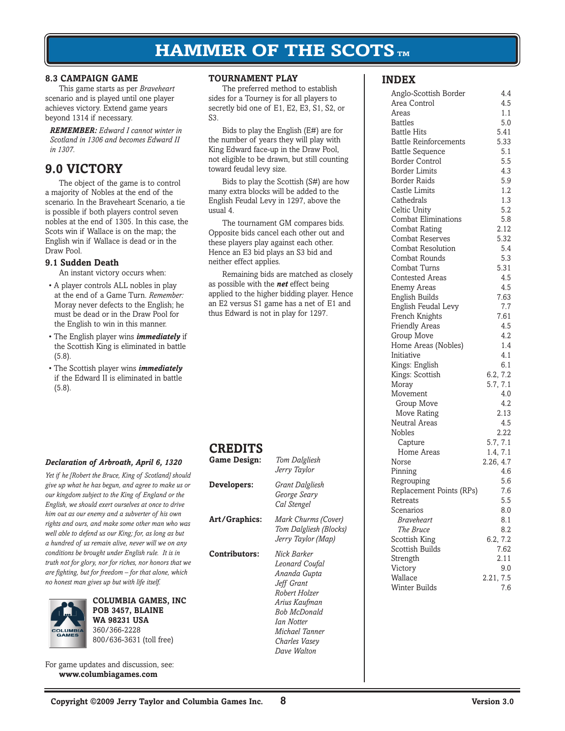# HAMMER OF THE SCOTS™

### 8.3 CAMPAIGN GAME

This game starts as per *Braveheart* scenario and is played until one player achieves victory. Extend game years beyond 1314 if necessary.

***REMEMBER:*** *Edward I cannot winter in Scotland in 1306 and becomes Edward II in 1307.*

## 9.0 VICTORY

The object of the game is to control a majority of Nobles at the end of the scenario. In the Braveheart Scenario, a tie is possible if both players control seven nobles at the end of 1305. In this case, the Scots win if Wallace is on the map; the English win if Wallace is dead or in the Draw Pool.

### 9.1 Sudden Death

An instant victory occurs when:

- A player controls ALL nobles in play at the end of a Game Turn. *Remember:* Moray never defects to the English; he must be dead or in the Draw Pool for the English to win in this manner.
- The English player wins ***immediately*** if the Scottish King is eliminated in battle (5.8).
- The Scottish player wins ***immediately*** if the Edward II is eliminated in battle (5.8).

### TOURNAMENT PLAY

The preferred method to establish sides for a Tourney is for all players to secretly bid one of E1, E2, E3, S1, S2, or S3.

Bids to play the English (E#) are for the number of years they will play with King Edward face-up in the Draw Pool, not eligible to be drawn, but still counting toward feudal levy size.

Bids to play the Scottish (S#) are how many extra blocks will be added to the English Feudal Levy in 1297, above the usual 4.

The tournament GM compares bids. Opposite bids cancel each other out and these players play against each other. Hence an E3 bid plays an S3 bid and neither effect applies.

Remaining bids are matched as closely as possible with the ***net*** effect being applied to the higher bidding player. Hence an E2 versus S1 game has a net of E1 and thus Edward is not in play for 1297.

#### *Declaration of Arbroath, April 6, 1320*

*Yet if he [Robert the Bruce, King of Scotland] should give up what he has begun, and agree to make us or our kingdom subject to the King of England or the English, we should exert ourselves at once to drive him out as our enemy and a subverter of his own rights and ours, and make some other man who was well able to defend us our King; for, as long as but a hundred of us remain alive, never will we on any conditions be brought under English rule. It is in truth not for glory, nor for riches, nor honors that we are fighting, but for freedom – for that alone, which no honest man gives up but with life itself.*

**COLUMBIA GAMES, INC**
**POB 3457, BLAINE**
**WA 98231 USA**
360/366-2228
800/636-3631 (toll free)

For game updates and discussion, see:
**www.columbiagames.com**

## CREDITS

**Game Design:** *Tom Dalgliesh*, *Jerry Taylor*

**Developers:** *Grant Dalgliesh*, *George Seary*, *Cal Stengel*

**Art/Graphics:** *Mark Churms (Cover)*, *Tom Dalgliesh (Blocks)*, *Jerry Taylor (Map)*

**Contributors:** *Nick Barker*, *Leonard Coufal*, *Ananda Gupta*, *Jeff Grant*, *Robert Holzer*, *Arius Kaufman*, *Bob McDonald*, *Ian Notter*, *Michael Tanner*, *Charles Vasey*, *Dave Walton*

## INDEX

| | |
|---|---|
| Anglo-Scottish Border | 4.4 |
| Area Control | 4.5 |
| Areas | 1.1 |
| Battles | 5.0 |
| Battle Hits | 5.41 |
| Battle Reinforcements | 5.33 |
| Battle Sequence | 5.1 |
| Border Control | 5.5 |
| Border Limits | 4.3 |
| Border Raids | 5.9 |
| Castle Limits | 1.2 |
| Cathedrals | 1.3 |
| Celtic Unity | 5.2 |
| Combat Eliminations | 5.8 |
| Combat Rating | 2.12 |
| Combat Reserves | 5.32 |
| Combat Resolution | 5.4 |
| Combat Rounds | 5.3 |
| Combat Turns | 5.31 |
| Contested Areas | 4.5 |
| Enemy Areas | 4.5 |
| English Builds | 7.63 |
| English Feudal Levy | 7.7 |
| French Knights | 7.61 |
| Friendly Areas | 4.5 |
| Group Move | 4.2 |
| Home Areas (Nobles) | 1.4 |
| Initiative | 4.1 |
| Kings: English | 6.1 |
| Kings: Scottish | 6.2, 7.2 |
| Moray | 5.7, 7.1 |
| Movement | 4.0 |
| Group Move | 4.2 |
| Move Rating | 2.13 |
| Neutral Areas | 4.5 |
| Nobles | 2.22 |
| Capture | 5.7, 7.1 |
| Home Areas | 1.4, 7.1 |
| Norse | 2.26, 4.7 |
| Pinning | 4.6 |
| Regrouping | 5.6 |
| Replacement Points (RPs) | 7.6 |
| Retreats | 5.5 |
| Scenarios | 8.0 |
| *Braveheart* | 8.1 |
| *The Bruce* | 8.2 |
| Scottish King | 6.2, 7.2 |
| Scottish Builds | 7.62 |
| Strength | 2.11 |
| Victory | 9.0 |
| Wallace | 2.21, 7.5 |
| Winter Builds | 7.6 |

Copyright ©2009 Jerry Taylor and Columbia Games Inc. Version 3.0